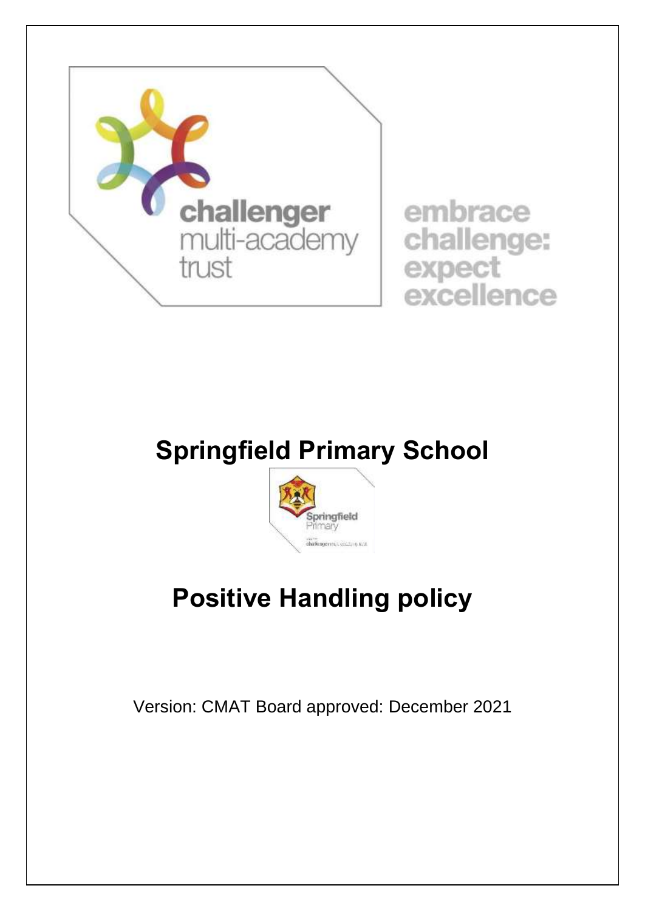challenger multi-academy trust

embrace challenge: expect excellence

# Springfield Primary School

# Positive Handling policy

Version: CMAT Board approved: December 2021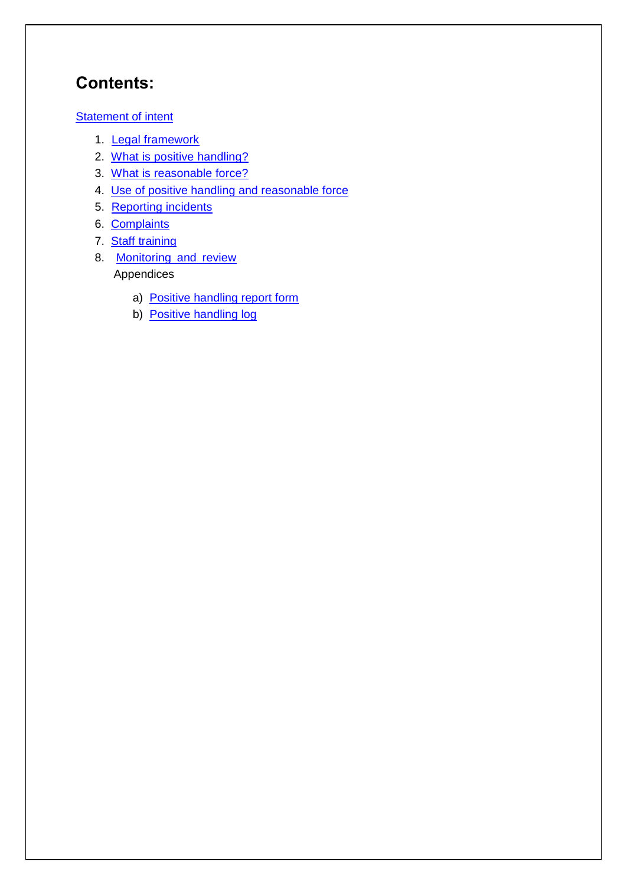# Contents:

Statement of intent

1. Legal framework
2. What is positive handling?
3. What is reasonable force?
4. Use of positive handling and reasonable force
5. Reporting incidents
6. Complaints
7. Staff training
8. Monitoring and review

Appendices

a) Positive handling report form
b) Positive handling log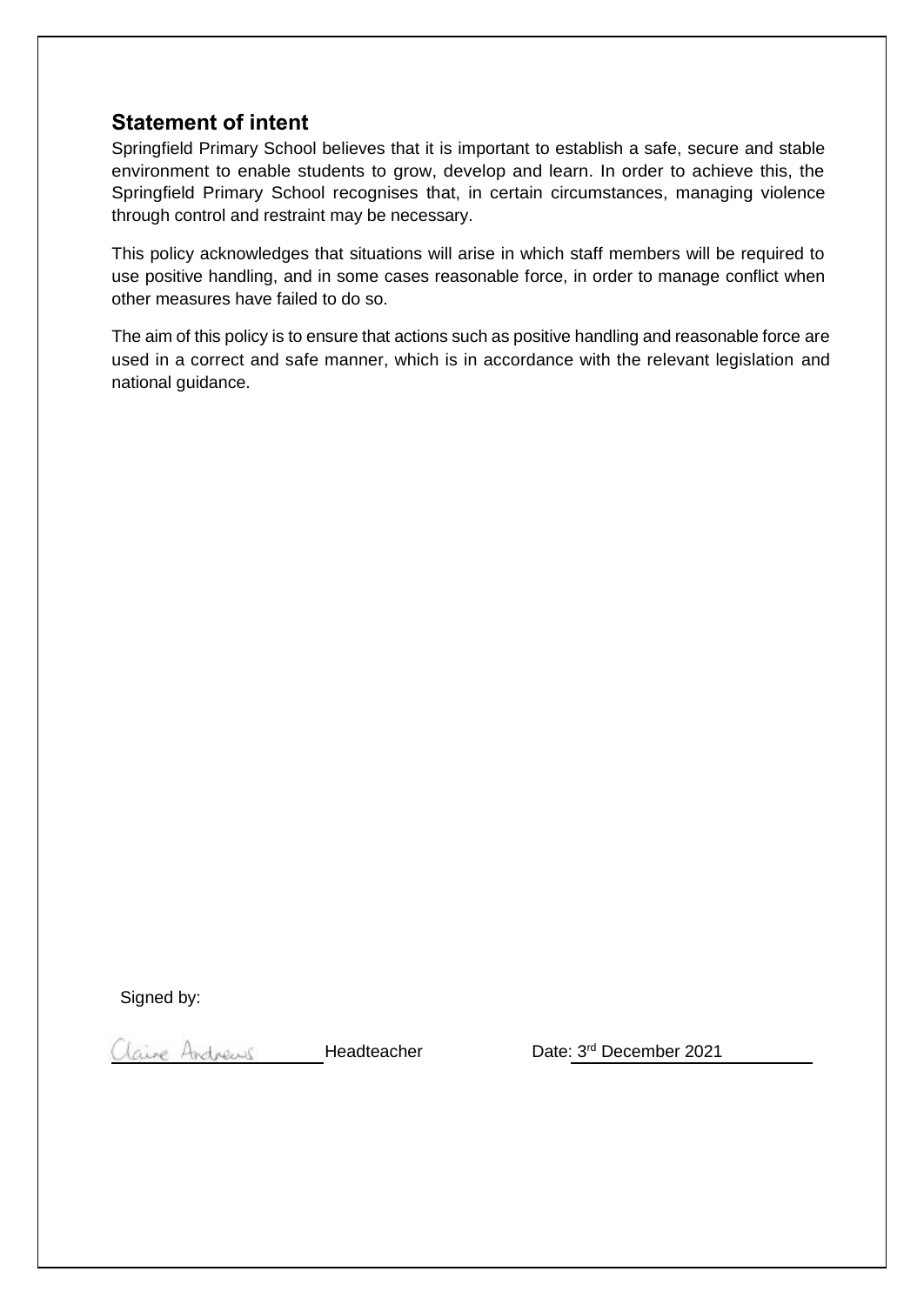## Statement of intent

Springfield Primary School believes that it is important to establish a safe, secure and stable environment to enable students to grow, develop and learn. In order to achieve this, the Springfield Primary School recognises that, in certain circumstances, managing violence through control and restraint may be necessary.

This policy acknowledges that situations will arise in which staff members will be required to use positive handling, and in some cases reasonable force, in order to manage conflict when other measures have failed to do so.

The aim of this policy is to ensure that actions such as positive handling and reasonable force are used in a correct and safe manner, which is in accordance with the relevant legislation and national guidance.

Signed by:

Claire Andrews Headteacher Date: 3rd December 2021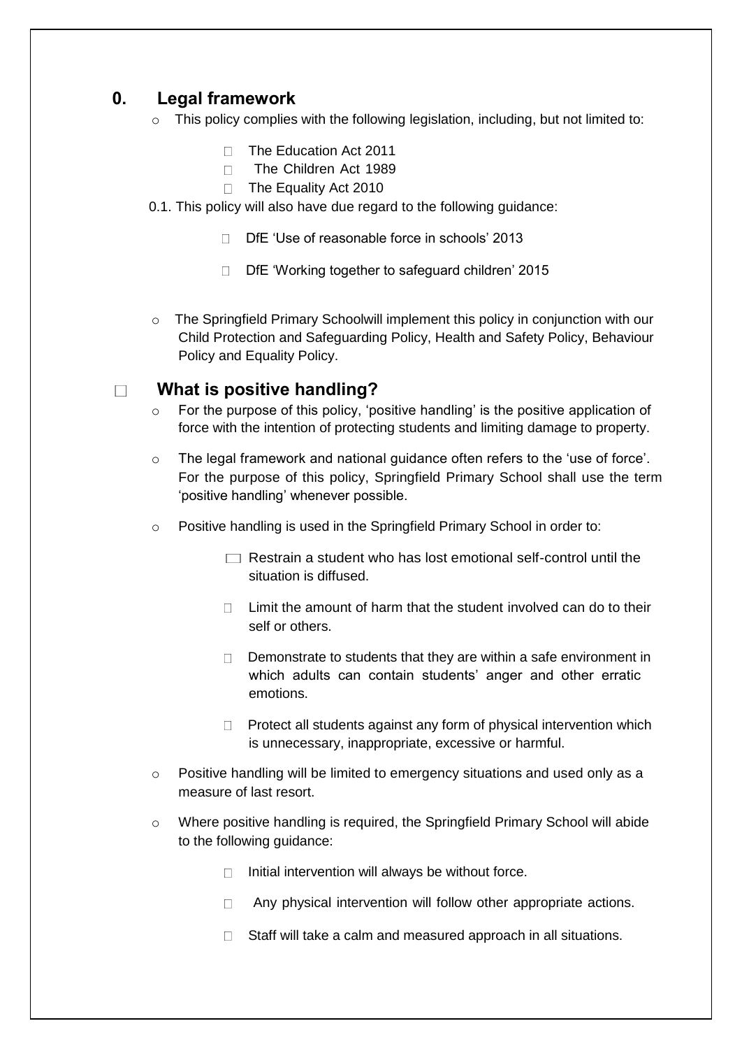## 0. Legal framework

- This policy complies with the following legislation, including, but not limited to:
  - The Education Act 2011
  - The Children Act 1989
  - The Equality Act 2010

0.1. This policy will also have due regard to the following guidance:

  - DfE 'Use of reasonable force in schools' 2013
  - DfE 'Working together to safeguard children' 2015

- The Springfield Primary Schoolwill implement this policy in conjunction with our Child Protection and Safeguarding Policy, Health and Safety Policy, Behaviour Policy and Equality Policy.

## What is positive handling?

- For the purpose of this policy, 'positive handling' is the positive application of force with the intention of protecting students and limiting damage to property.
- The legal framework and national guidance often refers to the 'use of force'. For the purpose of this policy, Springfield Primary School shall use the term 'positive handling' whenever possible.
- Positive handling is used in the Springfield Primary School in order to:
  - Restrain a student who has lost emotional self-control until the situation is diffused.
  - Limit the amount of harm that the student involved can do to their self or others.
  - Demonstrate to students that they are within a safe environment in which adults can contain students' anger and other erratic emotions.
  - Protect all students against any form of physical intervention which is unnecessary, inappropriate, excessive or harmful.
- Positive handling will be limited to emergency situations and used only as a measure of last resort.
- Where positive handling is required, the Springfield Primary School will abide to the following guidance:
  - Initial intervention will always be without force.
  - Any physical intervention will follow other appropriate actions.
  - Staff will take a calm and measured approach in all situations.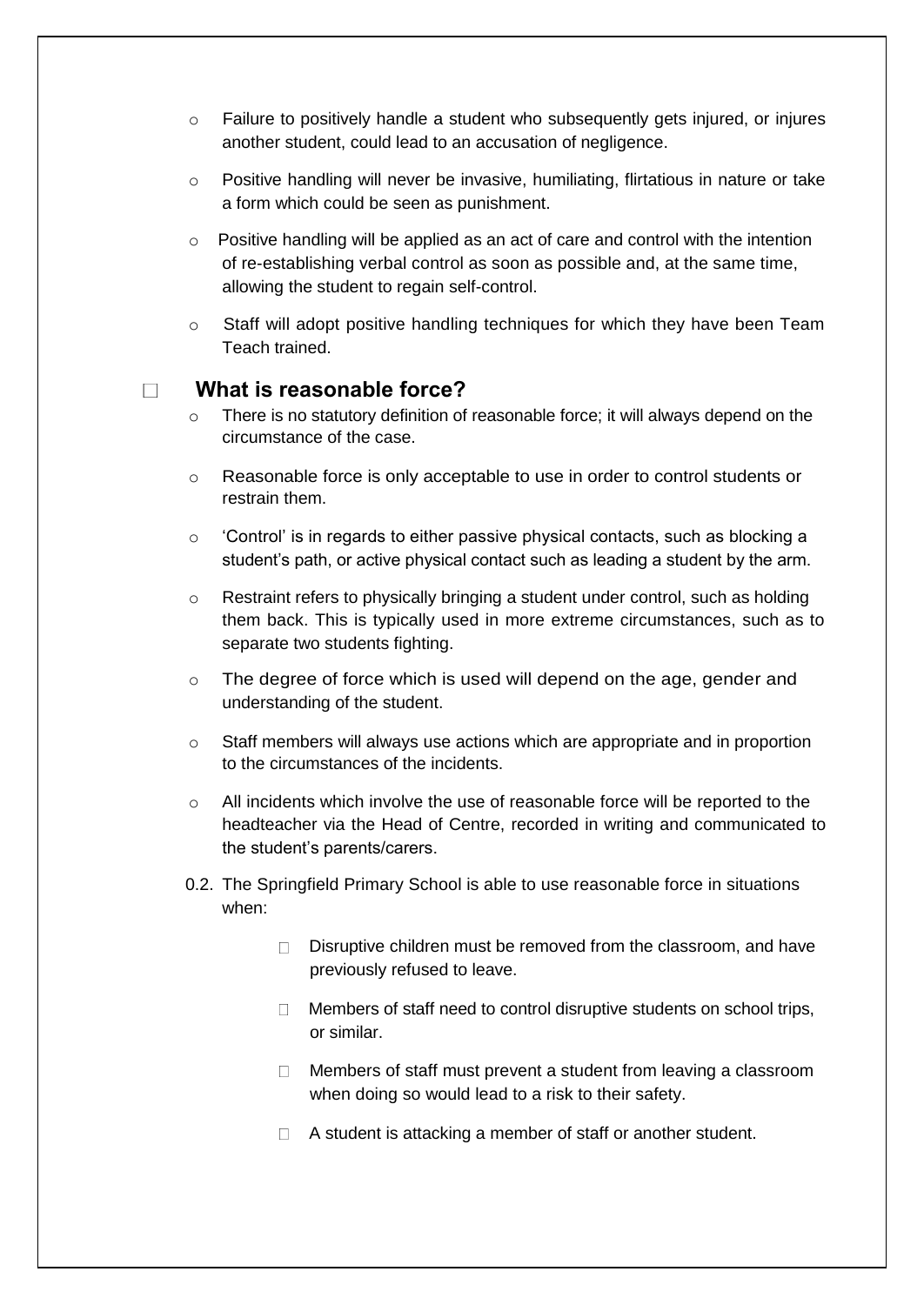- Failure to positively handle a student who subsequently gets injured, or injures another student, could lead to an accusation of negligence.
- Positive handling will never be invasive, humiliating, flirtatious in nature or take a form which could be seen as punishment.
- Positive handling will be applied as an act of care and control with the intention of re-establishing verbal control as soon as possible and, at the same time, allowing the student to regain self-control.
- Staff will adopt positive handling techniques for which they have been Team Teach trained.

## What is reasonable force?

- There is no statutory definition of reasonable force; it will always depend on the circumstance of the case.
- Reasonable force is only acceptable to use in order to control students or restrain them.
- 'Control' is in regards to either passive physical contacts, such as blocking a student's path, or active physical contact such as leading a student by the arm.
- Restraint refers to physically bringing a student under control, such as holding them back. This is typically used in more extreme circumstances, such as to separate two students fighting.
- The degree of force which is used will depend on the age, gender and understanding of the student.
- Staff members will always use actions which are appropriate and in proportion to the circumstances of the incidents.
- All incidents which involve the use of reasonable force will be reported to the headteacher via the Head of Centre, recorded in writing and communicated to the student's parents/carers.

0.2. The Springfield Primary School is able to use reasonable force in situations when:

- Disruptive children must be removed from the classroom, and have previously refused to leave.
- Members of staff need to control disruptive students on school trips, or similar.
- Members of staff must prevent a student from leaving a classroom when doing so would lead to a risk to their safety.
- A student is attacking a member of staff or another student.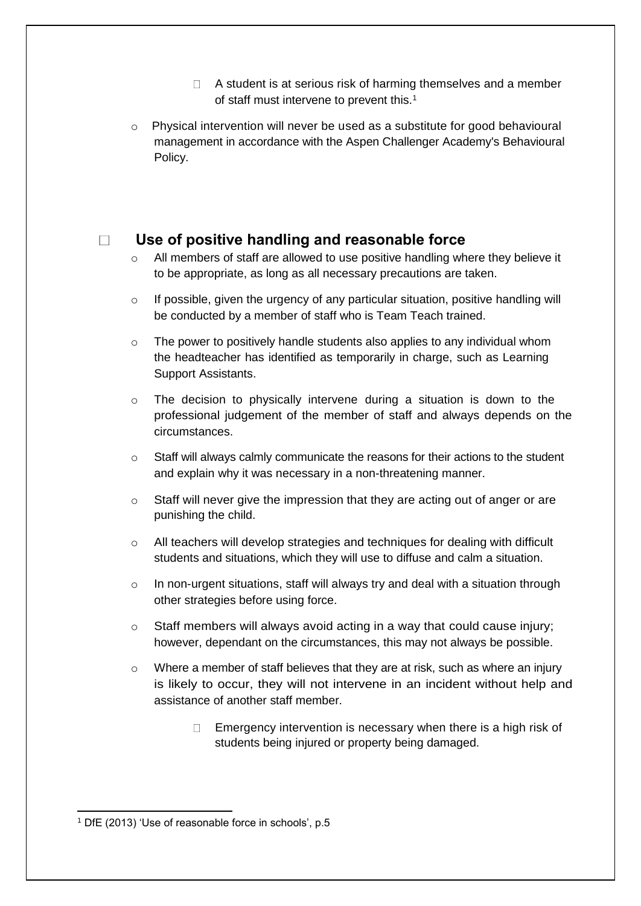- A student is at serious risk of harming themselves and a member of staff must intervene to prevent this.[1]

- Physical intervention will never be used as a substitute for good behavioural management in accordance with the Aspen Challenger Academy's Behavioural Policy.

## Use of positive handling and reasonable force

- All members of staff are allowed to use positive handling where they believe it to be appropriate, as long as all necessary precautions are taken.
- If possible, given the urgency of any particular situation, positive handling will be conducted by a member of staff who is Team Teach trained.
- The power to positively handle students also applies to any individual whom the headteacher has identified as temporarily in charge, such as Learning Support Assistants.
- The decision to physically intervene during a situation is down to the professional judgement of the member of staff and always depends on the circumstances.
- Staff will always calmly communicate the reasons for their actions to the student and explain why it was necessary in a non-threatening manner.
- Staff will never give the impression that they are acting out of anger or are punishing the child.
- All teachers will develop strategies and techniques for dealing with difficult students and situations, which they will use to diffuse and calm a situation.
- In non-urgent situations, staff will always try and deal with a situation through other strategies before using force.
- Staff members will always avoid acting in a way that could cause injury; however, dependant on the circumstances, this may not always be possible.
- Where a member of staff believes that they are at risk, such as where an injury is likely to occur, they will not intervene in an incident without help and assistance of another staff member.
  - Emergency intervention is necessary when there is a high risk of students being injured or property being damaged.

[1] DfE (2013) 'Use of reasonable force in schools', p.5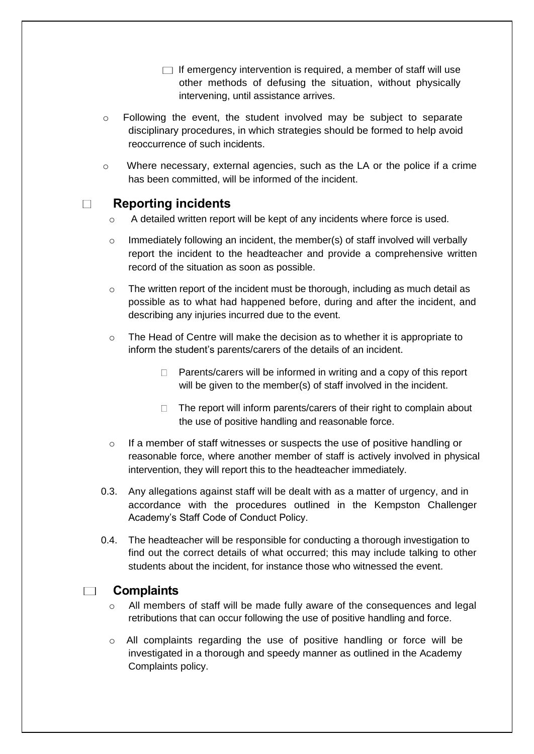- If emergency intervention is required, a member of staff will use other methods of defusing the situation, without physically intervening, until assistance arrives.

- Following the event, the student involved may be subject to separate disciplinary procedures, in which strategies should be formed to help avoid reoccurrence of such incidents.
- Where necessary, external agencies, such as the LA or the police if a crime has been committed, will be informed of the incident.

## Reporting incidents

- A detailed written report will be kept of any incidents where force is used.
- Immediately following an incident, the member(s) of staff involved will verbally report the incident to the headteacher and provide a comprehensive written record of the situation as soon as possible.
- The written report of the incident must be thorough, including as much detail as possible as to what had happened before, during and after the incident, and describing any injuries incurred due to the event.
- The Head of Centre will make the decision as to whether it is appropriate to inform the student's parents/carers of the details of an incident.
    - Parents/carers will be informed in writing and a copy of this report will be given to the member(s) of staff involved in the incident.
    - The report will inform parents/carers of their right to complain about the use of positive handling and reasonable force.
- If a member of staff witnesses or suspects the use of positive handling or reasonable force, where another member of staff is actively involved in physical intervention, they will report this to the headteacher immediately.

0.3. Any allegations against staff will be dealt with as a matter of urgency, and in accordance with the procedures outlined in the Kempston Challenger Academy's Staff Code of Conduct Policy.

0.4. The headteacher will be responsible for conducting a thorough investigation to find out the correct details of what occurred; this may include talking to other students about the incident, for instance those who witnessed the event.

## Complaints

- All members of staff will be made fully aware of the consequences and legal retributions that can occur following the use of positive handling and force.
- All complaints regarding the use of positive handling or force will be investigated in a thorough and speedy manner as outlined in the Academy Complaints policy.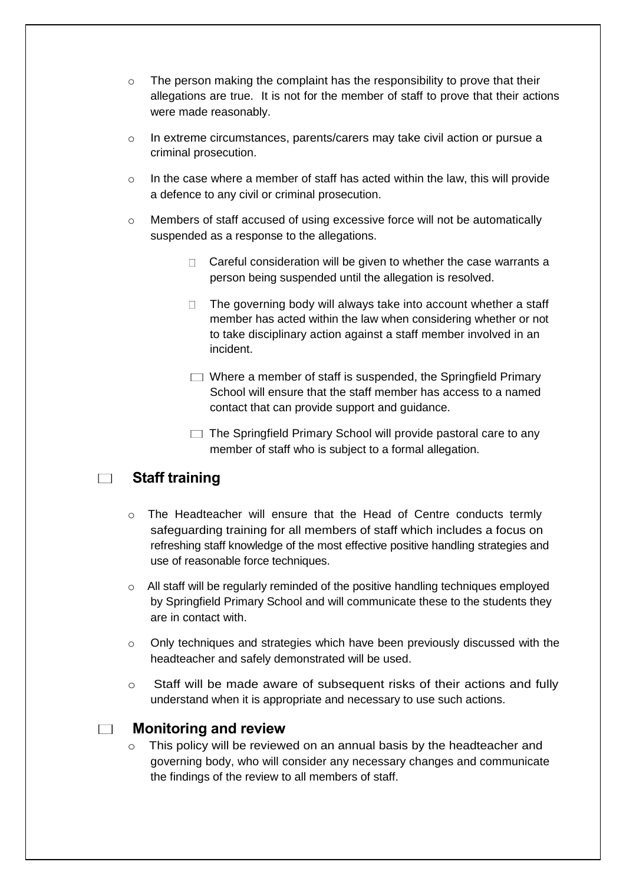- The person making the complaint has the responsibility to prove that their allegations are true. It is not for the member of staff to prove that their actions were made reasonably.
- In extreme circumstances, parents/carers may take civil action or pursue a criminal prosecution.
- In the case where a member of staff has acted within the law, this will provide a defence to any civil or criminal prosecution.
- Members of staff accused of using excessive force will not be automatically suspended as a response to the allegations.
  - Careful consideration will be given to whether the case warrants a person being suspended until the allegation is resolved.
  - The governing body will always take into account whether a staff member has acted within the law when considering whether or not to take disciplinary action against a staff member involved in an incident.
  - Where a member of staff is suspended, the Springfield Primary School will ensure that the staff member has access to a named contact that can provide support and guidance.
  - The Springfield Primary School will provide pastoral care to any member of staff who is subject to a formal allegation.

## Staff training

- The Headteacher will ensure that the Head of Centre conducts termly safeguarding training for all members of staff which includes a focus on refreshing staff knowledge of the most effective positive handling strategies and use of reasonable force techniques.
- All staff will be regularly reminded of the positive handling techniques employed by Springfield Primary School and will communicate these to the students they are in contact with.
- Only techniques and strategies which have been previously discussed with the headteacher and safely demonstrated will be used.
- Staff will be made aware of subsequent risks of their actions and fully understand when it is appropriate and necessary to use such actions.

## Monitoring and review

- This policy will be reviewed on an annual basis by the headteacher and governing body, who will consider any necessary changes and communicate the findings of the review to all members of staff.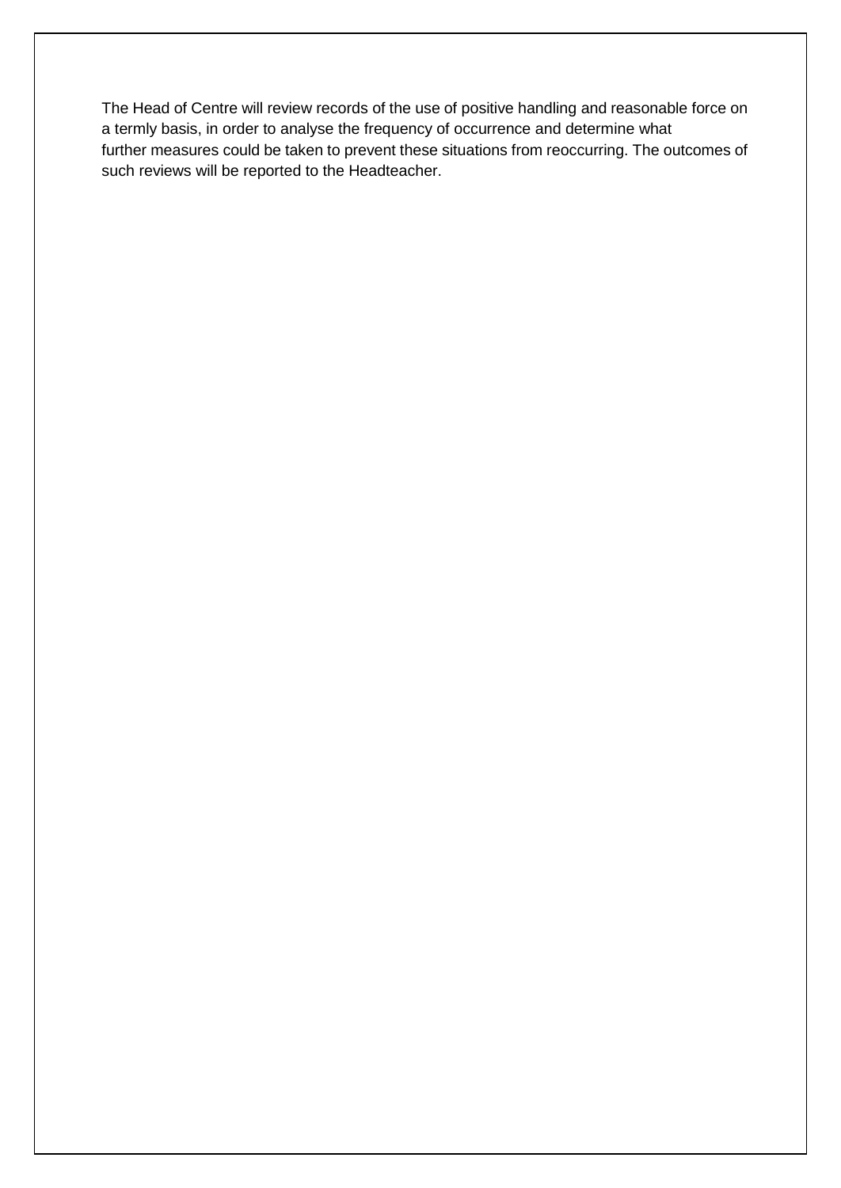The Head of Centre will review records of the use of positive handling and reasonable force on a termly basis, in order to analyse the frequency of occurrence and determine what further measures could be taken to prevent these situations from reoccurring. The outcomes of such reviews will be reported to the Headteacher.